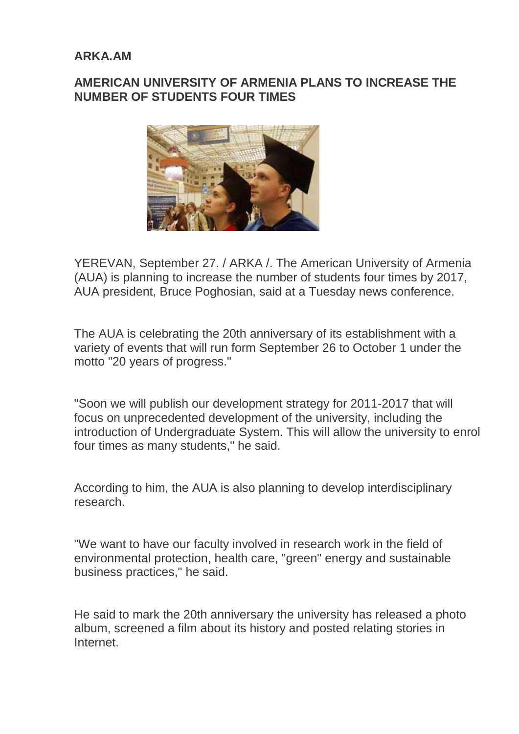**ARKA.AM**

## AMERICAN UNIVERSITY OF ARMENIA PLANS TO INCREASE THE NUMBER OF STUDENTS FOUR TIMES

YEREVAN, September 27. / ARKA /. The American University of Armenia (AUA) is planning to increase the number of students four times by 2017, AUA president, Bruce Poghosian, said at a Tuesday news conference.

The AUA is celebrating the 20th anniversary of its establishment with a variety of events that will run form September 26 to October 1 under the motto "20 years of progress."

"Soon we will publish our development strategy for 2011-2017 that will focus on unprecedented development of the university, including the introduction of Undergraduate System. This will allow the university to enrol four times as many students," he said.

According to him, the AUA is also planning to develop interdisciplinary research.

"We want to have our faculty involved in research work in the field of environmental protection, health care, "green" energy and sustainable business practices," he said.

He said to mark the 20th anniversary the university has released a photo album, screened a film about its history and posted relating stories in Internet.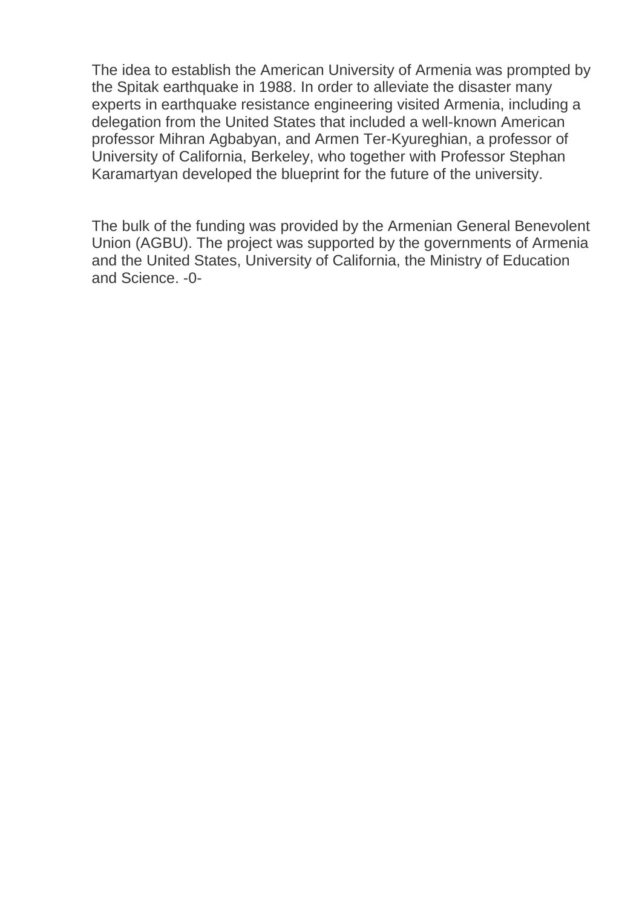The idea to establish the American University of Armenia was prompted by the Spitak earthquake in 1988. In order to alleviate the disaster many experts in earthquake resistance engineering visited Armenia, including a delegation from the United States that included a well-known American professor Mihran Agbabyan, and Armen Ter-Kyureghian, a professor of University of California, Berkeley, who together with Professor Stephan Karamartyan developed the blueprint for the future of the university.

The bulk of the funding was provided by the Armenian General Benevolent Union (AGBU). The project was supported by the governments of Armenia and the United States, University of California, the Ministry of Education and Science. -0-